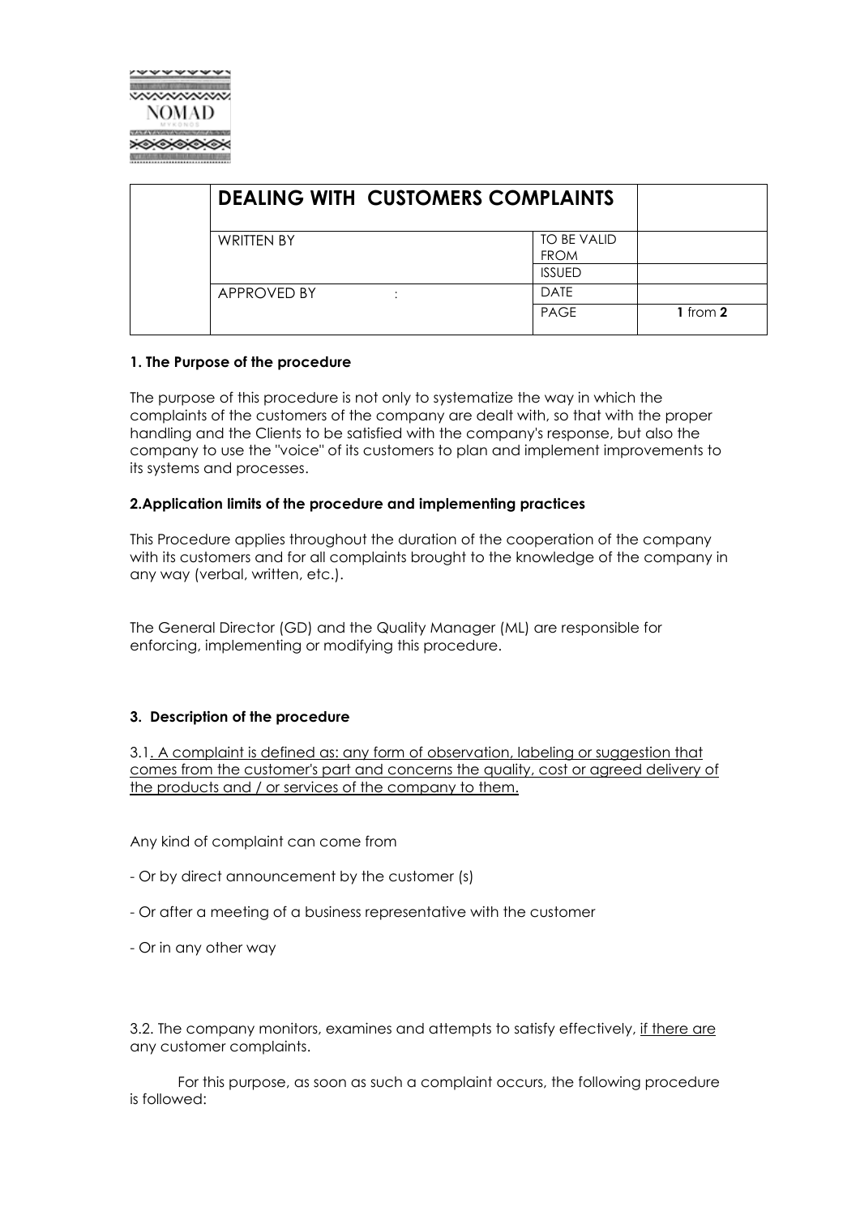| | DEALING WITH CUSTOMERS COMPLAINTS | | |
|---|---|---|---|
| | WRITTEN BY | TO BE VALID FROM | |
| | | ISSUED | |
| | APPROVED BY : | DATE | |
| | | PAGE | **1** from **2** |

**1. The Purpose of the procedure**

The purpose of this procedure is not only to systematize the way in which the complaints of the customers of the company are dealt with, so that with the proper handling and the Clients to be satisfied with the company's response, but also the company to use the "voice" of its customers to plan and implement improvements to its systems and processes.

**2.Application limits of the procedure and implementing practices**

This Procedure applies throughout the duration of the cooperation of the company with its customers and for all complaints brought to the knowledge of the company in any way (verbal, written, etc.).

The General Director (GD) and the Quality Manager (ML) are responsible for enforcing, implementing or modifying this procedure.

**3. Description of the procedure**

3.1. A complaint is defined as: any form of observation, labeling or suggestion that comes from the customer's part and concerns the quality, cost or agreed delivery of the products and / or services of the company to them.

Any kind of complaint can come from

- Or by direct announcement by the customer (s)

- Or after a meeting of a business representative with the customer

- Or in any other way

3.2. The company monitors, examines and attempts to satisfy effectively, if there are any customer complaints.

For this purpose, as soon as such a complaint occurs, the following procedure is followed: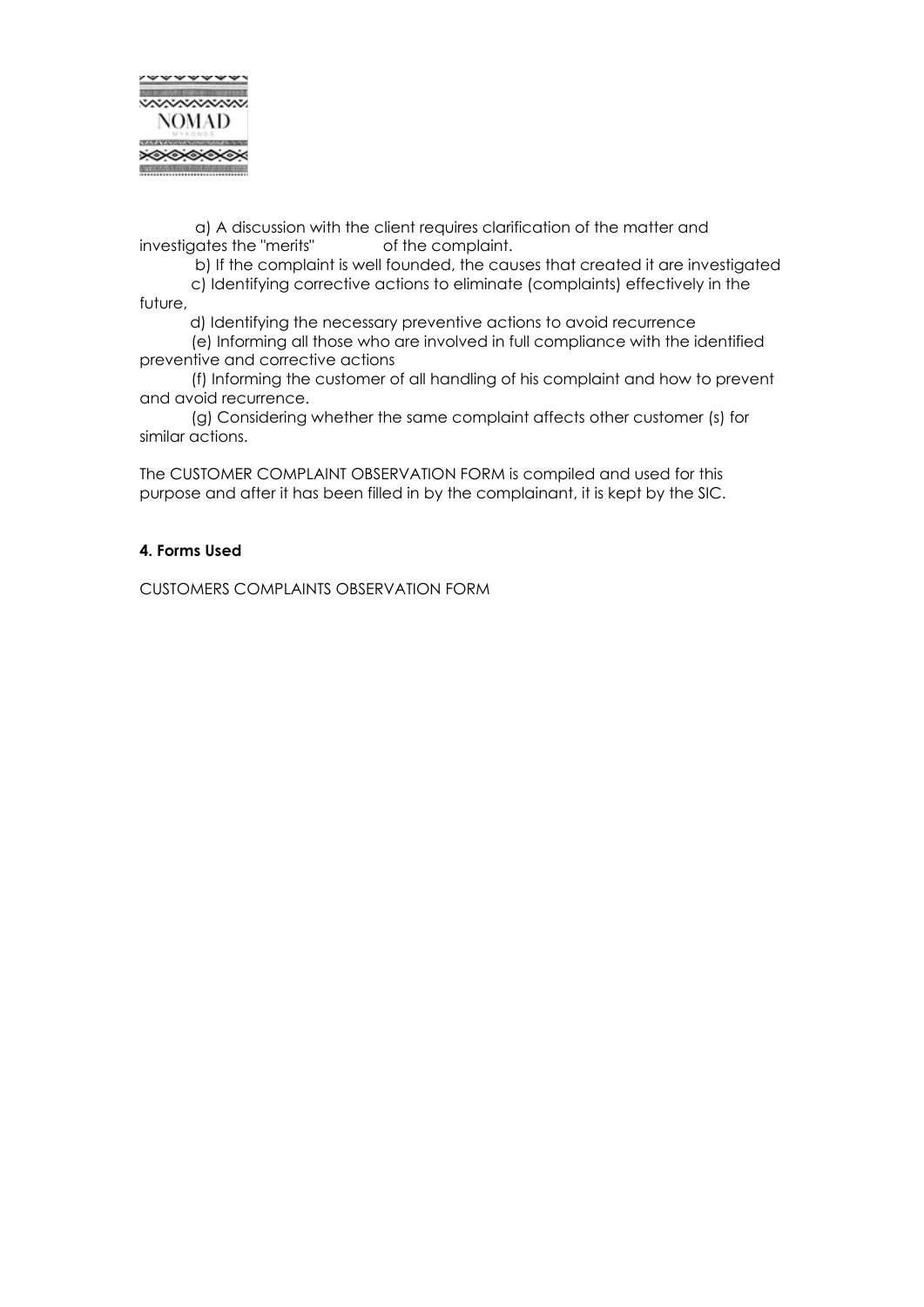a) A discussion with the client requires clarification of the matter and investigates the "merits" of the complaint.

b) If the complaint is well founded, the causes that created it are investigated

c) Identifying corrective actions to eliminate (complaints) effectively in the future,

d) Identifying the necessary preventive actions to avoid recurrence

(e) Informing all those who are involved in full compliance with the identified preventive and corrective actions

(f) Informing the customer of all handling of his complaint and how to prevent and avoid recurrence.

(g) Considering whether the same complaint affects other customer (s) for similar actions.

The CUSTOMER COMPLAINT OBSERVATION FORM is compiled and used for this purpose and after it has been filled in by the complainant, it is kept by the SIC.

**4. Forms Used**

CUSTOMERS COMPLAINTS OBSERVATION FORM